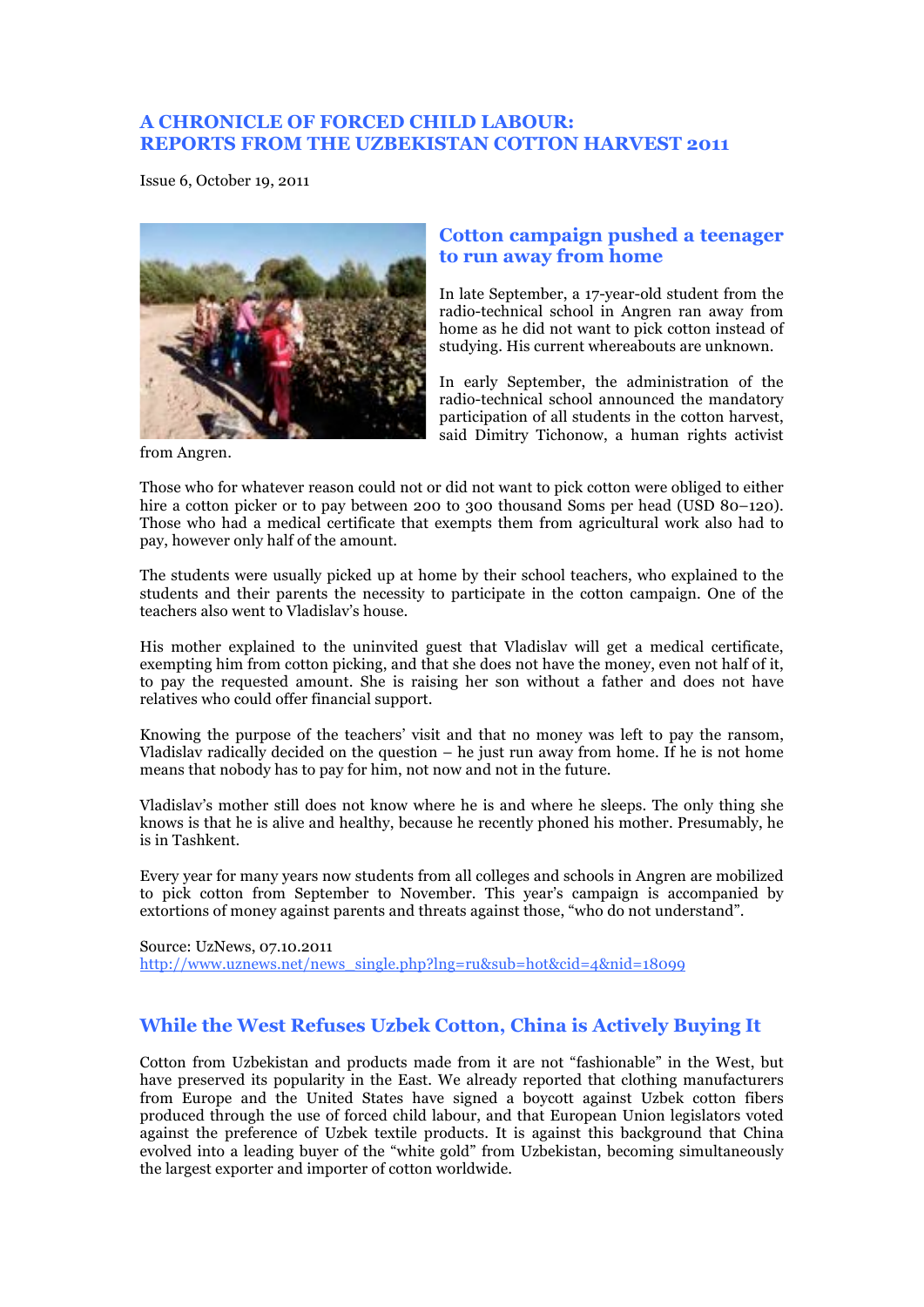# A CHRONICLE OF FORCED CHILD LABOUR: REPORTS FROM THE UZBEKISTAN COTTON HARVEST 2011

Issue 6, October 19, 2011

## Cotton campaign pushed a teenager to run away from home

In late September, a 17-year-old student from the radio-technical school in Angren ran away from home as he did not want to pick cotton instead of studying. His current whereabouts are unknown.

In early September, the administration of the radio-technical school announced the mandatory participation of all students in the cotton harvest, said Dimitry Tichonow, a human rights activist from Angren.

Those who for whatever reason could not or did not want to pick cotton were obliged to either hire a cotton picker or to pay between 200 to 300 thousand Soms per head (USD 80–120). Those who had a medical certificate that exempts them from agricultural work also had to pay, however only half of the amount.

The students were usually picked up at home by their school teachers, who explained to the students and their parents the necessity to participate in the cotton campaign. One of the teachers also went to Vladislav's house.

His mother explained to the uninvited guest that Vladislav will get a medical certificate, exempting him from cotton picking, and that she does not have the money, even not half of it, to pay the requested amount. She is raising her son without a father and does not have relatives who could offer financial support.

Knowing the purpose of the teachers' visit and that no money was left to pay the ransom, Vladislav radically decided on the question – he just run away from home. If he is not home means that nobody has to pay for him, not now and not in the future.

Vladislav's mother still does not know where he is and where he sleeps. The only thing she knows is that he is alive and healthy, because he recently phoned his mother. Presumably, he is in Tashkent.

Every year for many years now students from all colleges and schools in Angren are mobilized to pick cotton from September to November. This year's campaign is accompanied by extortions of money against parents and threats against those, "who do not understand".

Source: UzNews, 07.10.2011
http://www.uznews.net/news_single.php?lng=ru&sub=hot&cid=4&nid=18099

## While the West Refuses Uzbek Cotton, China is Actively Buying It

Cotton from Uzbekistan and products made from it are not "fashionable" in the West, but have preserved its popularity in the East. We already reported that clothing manufacturers from Europe and the United States have signed a boycott against Uzbek cotton fibers produced through the use of forced child labour, and that European Union legislators voted against the preference of Uzbek textile products. It is against this background that China evolved into a leading buyer of the "white gold" from Uzbekistan, becoming simultaneously the largest exporter and importer of cotton worldwide.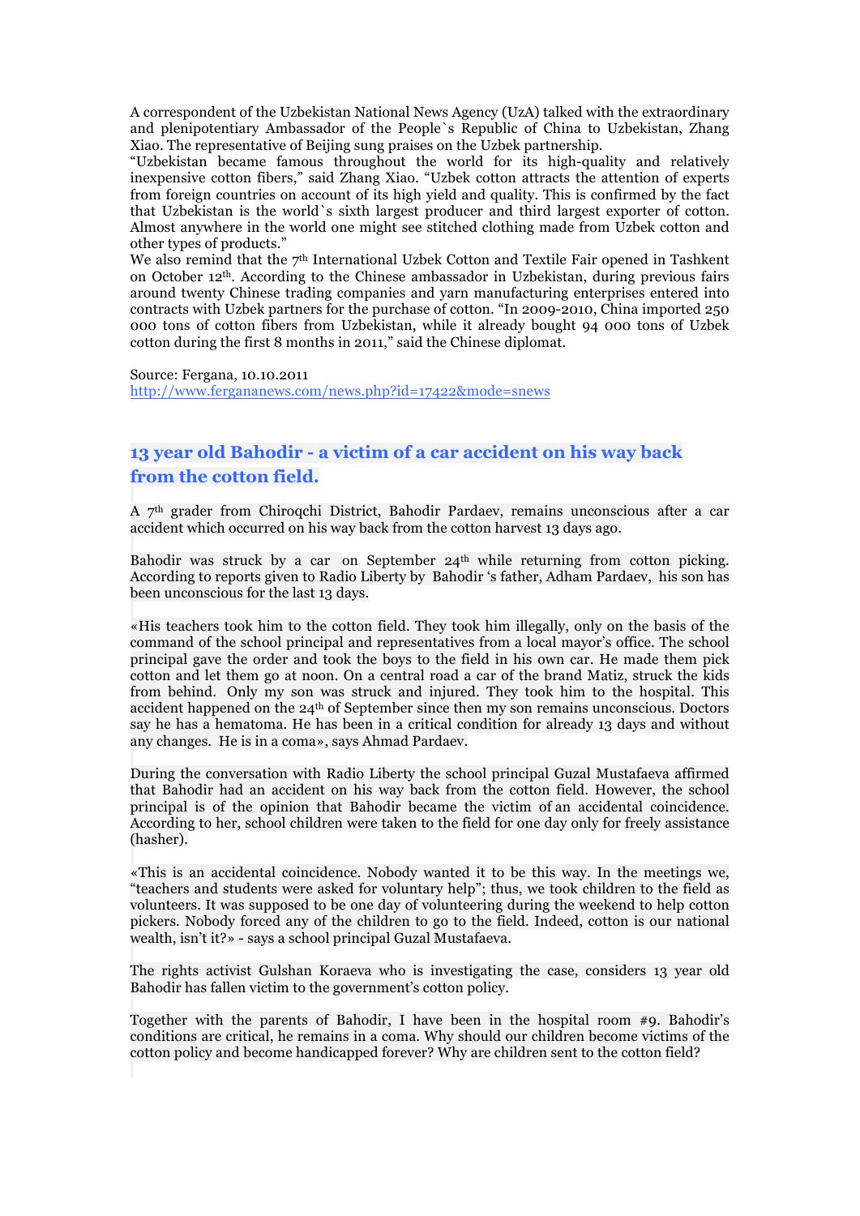A correspondent of the Uzbekistan National News Agency (UzA) talked with the extraordinary and plenipotentiary Ambassador of the People`s Republic of China to Uzbekistan, Zhang Xiao. The representative of Beijing sung praises on the Uzbek partnership.

"Uzbekistan became famous throughout the world for its high-quality and relatively inexpensive cotton fibers," said Zhang Xiao. "Uzbek cotton attracts the attention of experts from foreign countries on account of its high yield and quality. This is confirmed by the fact that Uzbekistan is the world`s sixth largest producer and third largest exporter of cotton. Almost anywhere in the world one might see stitched clothing made from Uzbek cotton and other types of products."

We also remind that the 7th International Uzbek Cotton and Textile Fair opened in Tashkent on October 12th. According to the Chinese ambassador in Uzbekistan, during previous fairs around twenty Chinese trading companies and yarn manufacturing enterprises entered into contracts with Uzbek partners for the purchase of cotton. "In 2009-2010, China imported 250 000 tons of cotton fibers from Uzbekistan, while it already bought 94 000 tons of Uzbek cotton during the first 8 months in 2011," said the Chinese diplomat.

Source: Fergana, 10.10.2011
http://www.fergananews.com/news.php?id=17422&mode=snews

## 13 year old Bahodir - a victim of a car accident on his way back from the cotton field.

A 7th grader from Chiroqchi District, Bahodir Pardaev, remains unconscious after a car accident which occurred on his way back from the cotton harvest 13 days ago.

Bahodir was struck by a car on September 24th while returning from cotton picking. According to reports given to Radio Liberty by Bahodir 's father, Adham Pardaev, his son has been unconscious for the last 13 days.

«His teachers took him to the cotton field. They took him illegally, only on the basis of the command of the school principal and representatives from a local mayor's office. The school principal gave the order and took the boys to the field in his own car. He made them pick cotton and let them go at noon. On a central road a car of the brand Matiz, struck the kids from behind. Only my son was struck and injured. They took him to the hospital. This accident happened on the 24th of September since then my son remains unconscious. Doctors say he has a hematoma. He has been in a critical condition for already 13 days and without any changes. He is in a coma», says Ahmad Pardaev.

During the conversation with Radio Liberty the school principal Guzal Mustafaeva affirmed that Bahodir had an accident on his way back from the cotton field. However, the school principal is of the opinion that Bahodir became the victim of an accidental coincidence. According to her, school children were taken to the field for one day only for freely assistance (hasher).

«This is an accidental coincidence. Nobody wanted it to be this way. In the meetings we, "teachers and students were asked for voluntary help"; thus, we took children to the field as volunteers. It was supposed to be one day of volunteering during the weekend to help cotton pickers. Nobody forced any of the children to go to the field. Indeed, cotton is our national wealth, isn't it?» - says a school principal Guzal Mustafaeva.

The rights activist Gulshan Koraeva who is investigating the case, considers 13 year old Bahodir has fallen victim to the government's cotton policy.

Together with the parents of Bahodir, I have been in the hospital room #9. Bahodir's conditions are critical, he remains in a coma. Why should our children become victims of the cotton policy and become handicapped forever? Why are children sent to the cotton field?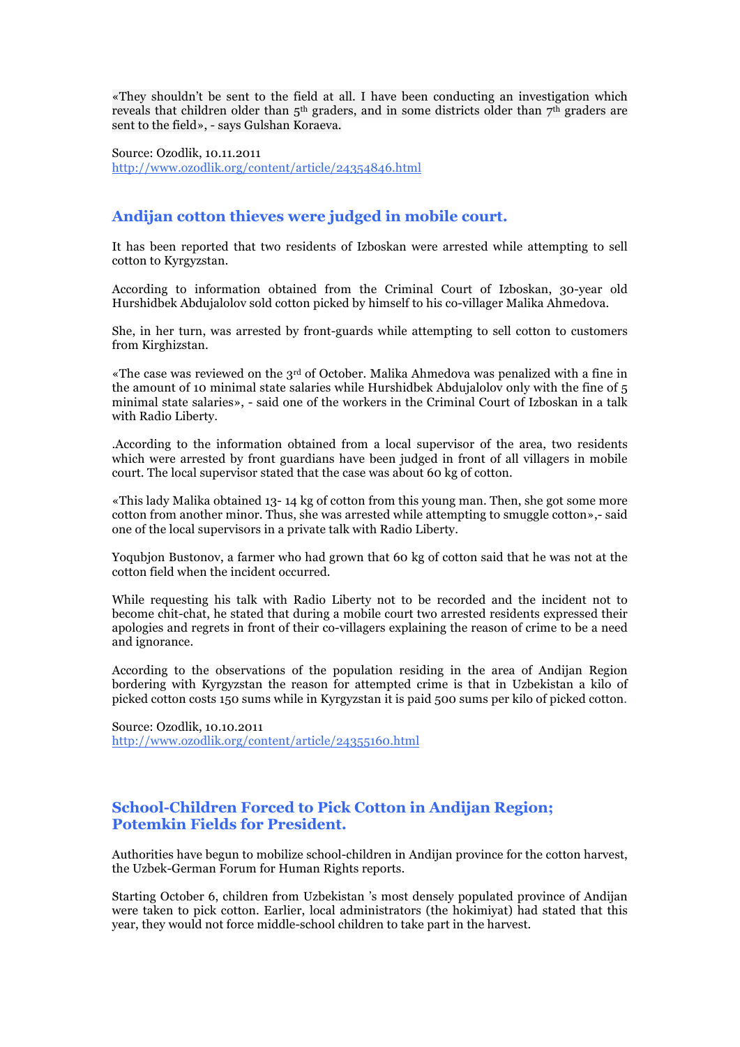«They shouldn't be sent to the field at all. I have been conducting an investigation which reveals that children older than 5th graders, and in some districts older than 7th graders are sent to the field», - says Gulshan Koraeva.

Source: Ozodlik, 10.11.2011
http://www.ozodlik.org/content/article/24354846.html

## Andijan cotton thieves were judged in mobile court.

It has been reported that two residents of Izboskan were arrested while attempting to sell cotton to Kyrgyzstan.

According to information obtained from the Criminal Court of Izboskan, 30-year old Hurshidbek Abdujalolov sold cotton picked by himself to his co-villager Malika Ahmedova.

She, in her turn, was arrested by front-guards while attempting to sell cotton to customers from Kirghizstan.

«The case was reviewed on the 3rd of October. Malika Ahmedova was penalized with a fine in the amount of 10 minimal state salaries while Hurshidbek Abdujalolov only with the fine of 5 minimal state salaries», - said one of the workers in the Criminal Court of Izboskan in a talk with Radio Liberty.

.According to the information obtained from a local supervisor of the area, two residents which were arrested by front guardians have been judged in front of all villagers in mobile court. The local supervisor stated that the case was about 60 kg of cotton.

«This lady Malika obtained 13- 14 kg of cotton from this young man. Then, she got some more cotton from another minor. Thus, she was arrested while attempting to smuggle cotton»,- said one of the local supervisors in a private talk with Radio Liberty.

Yoqubjon Bustonov, a farmer who had grown that 60 kg of cotton said that he was not at the cotton field when the incident occurred.

While requesting his talk with Radio Liberty not to be recorded and the incident not to become chit-chat, he stated that during a mobile court two arrested residents expressed their apologies and regrets in front of their co-villagers explaining the reason of crime to be a need and ignorance.

According to the observations of the population residing in the area of Andijan Region bordering with Kyrgyzstan the reason for attempted crime is that in Uzbekistan a kilo of picked cotton costs 150 sums while in Kyrgyzstan it is paid 500 sums per kilo of picked cotton.

Source: Ozodlik, 10.10.2011
http://www.ozodlik.org/content/article/24355160.html

## School-Children Forced to Pick Cotton in Andijan Region; Potemkin Fields for President.

Authorities have begun to mobilize school-children in Andijan province for the cotton harvest, the Uzbek-German Forum for Human Rights reports.

Starting October 6, children from Uzbekistan 's most densely populated province of Andijan were taken to pick cotton. Earlier, local administrators (the hokimiyat) had stated that this year, they would not force middle-school children to take part in the harvest.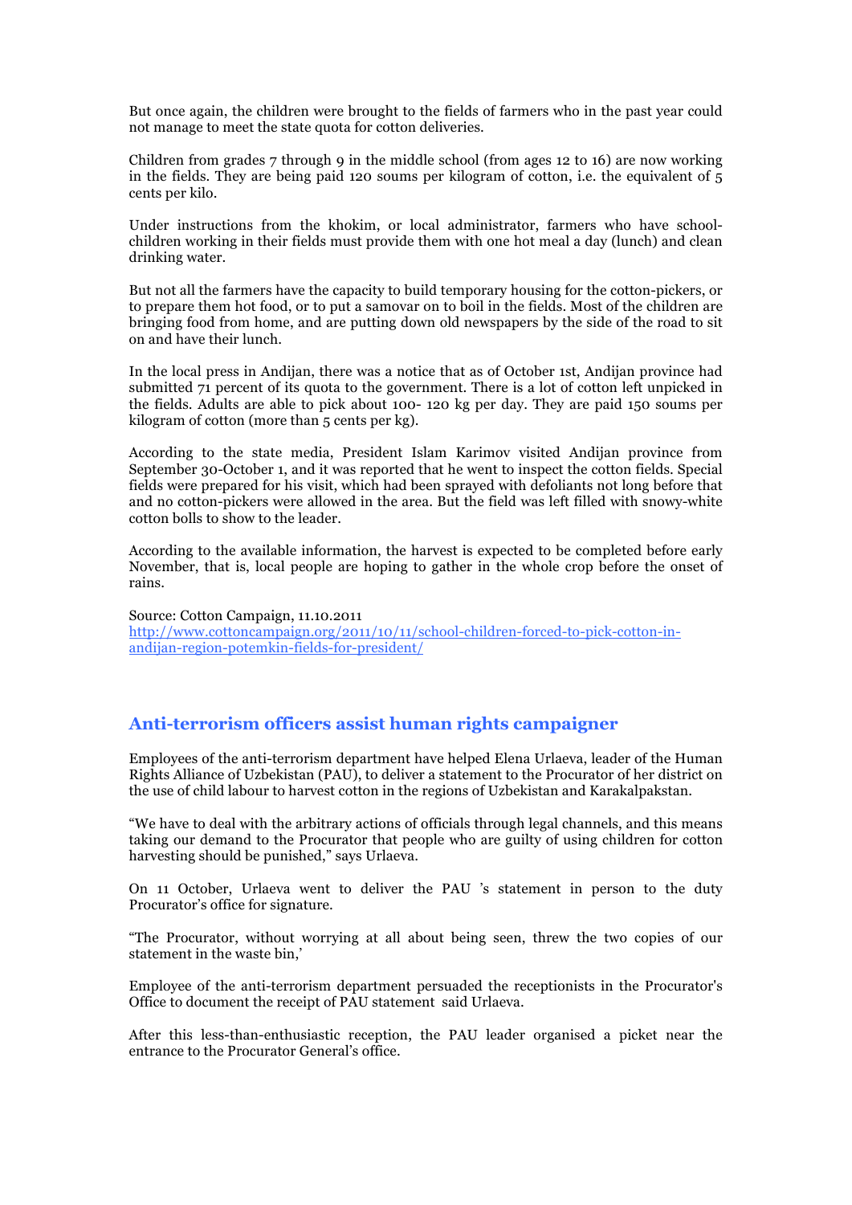But once again, the children were brought to the fields of farmers who in the past year could not manage to meet the state quota for cotton deliveries.

Children from grades 7 through 9 in the middle school (from ages 12 to 16) are now working in the fields. They are being paid 120 soums per kilogram of cotton, i.e. the equivalent of 5 cents per kilo.

Under instructions from the khokim, or local administrator, farmers who have school-children working in their fields must provide them with one hot meal a day (lunch) and clean drinking water.

But not all the farmers have the capacity to build temporary housing for the cotton-pickers, or to prepare them hot food, or to put a samovar on to boil in the fields. Most of the children are bringing food from home, and are putting down old newspapers by the side of the road to sit on and have their lunch.

In the local press in Andijan, there was a notice that as of October 1st, Andijan province had submitted 71 percent of its quota to the government. There is a lot of cotton left unpicked in the fields. Adults are able to pick about 100- 120 kg per day. They are paid 150 soums per kilogram of cotton (more than 5 cents per kg).

According to the state media, President Islam Karimov visited Andijan province from September 30-October 1, and it was reported that he went to inspect the cotton fields. Special fields were prepared for his visit, which had been sprayed with defoliants not long before that and no cotton-pickers were allowed in the area. But the field was left filled with snowy-white cotton bolls to show to the leader.

According to the available information, the harvest is expected to be completed before early November, that is, local people are hoping to gather in the whole crop before the onset of rains.

Source: Cotton Campaign, 11.10.2011
[http://www.cottoncampaign.org/2011/10/11/school-children-forced-to-pick-cotton-in-andijan-region-potemkin-fields-for-president/](http://www.cottoncampaign.org/2011/10/11/school-children-forced-to-pick-cotton-in-andijan-region-potemkin-fields-for-president/)

## Anti-terrorism officers assist human rights campaigner

Employees of the anti-terrorism department have helped Elena Urlaeva, leader of the Human Rights Alliance of Uzbekistan (PAU), to deliver a statement to the Procurator of her district on the use of child labour to harvest cotton in the regions of Uzbekistan and Karakalpakstan.

"We have to deal with the arbitrary actions of officials through legal channels, and this means taking our demand to the Procurator that people who are guilty of using children for cotton harvesting should be punished," says Urlaeva.

On 11 October, Urlaeva went to deliver the PAU 's statement in person to the duty Procurator's office for signature.

"The Procurator, without worrying at all about being seen, threw the two copies of our statement in the waste bin,'

Employee of the anti-terrorism department persuaded the receptionists in the Procurator's Office to document the receipt of PAU statement said Urlaeva.

After this less-than-enthusiastic reception, the PAU leader organised a picket near the entrance to the Procurator General's office.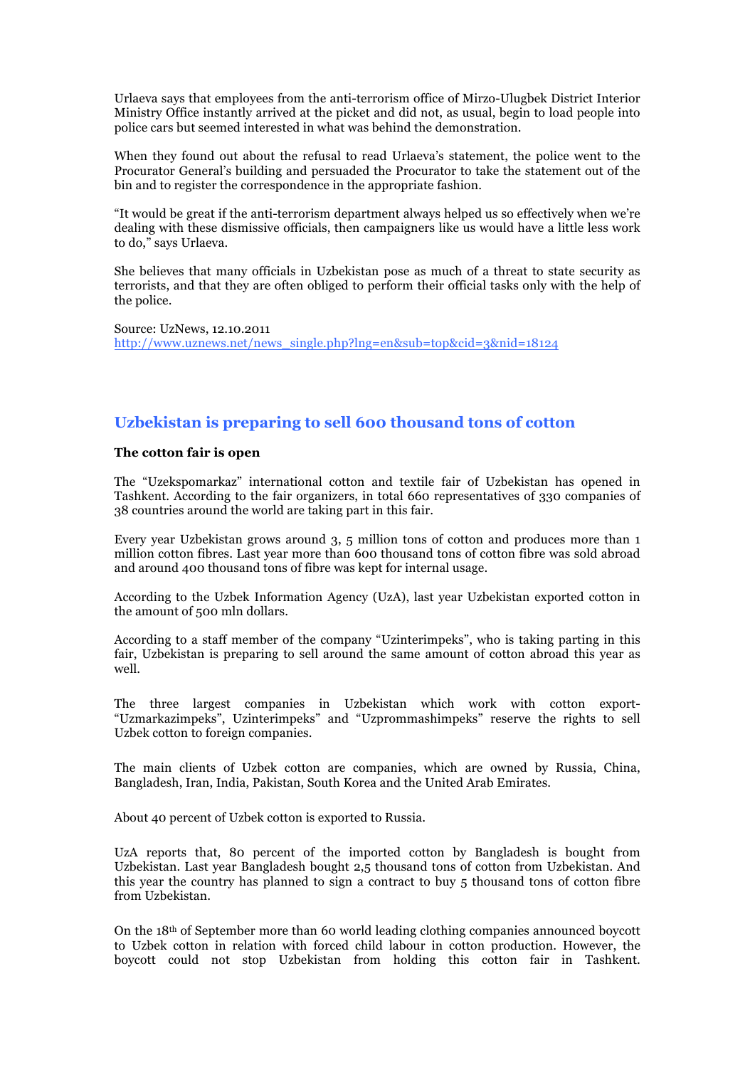Urlaeva says that employees from the anti-terrorism office of Mirzo-Ulugbek District Interior Ministry Office instantly arrived at the picket and did not, as usual, begin to load people into police cars but seemed interested in what was behind the demonstration.

When they found out about the refusal to read Urlaeva's statement, the police went to the Procurator General's building and persuaded the Procurator to take the statement out of the bin and to register the correspondence in the appropriate fashion.

"It would be great if the anti-terrorism department always helped us so effectively when we're dealing with these dismissive officials, then campaigners like us would have a little less work to do," says Urlaeva.

She believes that many officials in Uzbekistan pose as much of a threat to state security as terrorists, and that they are often obliged to perform their official tasks only with the help of the police.

Source: UzNews, 12.10.2011
http://www.uznews.net/news_single.php?lng=en&sub=top&cid=3&nid=18124

## Uzbekistan is preparing to sell 600 thousand tons of cotton

**The cotton fair is open**

The "Uzekspomarkaz" international cotton and textile fair of Uzbekistan has opened in Tashkent. According to the fair organizers, in total 660 representatives of 330 companies of 38 countries around the world are taking part in this fair.

Every year Uzbekistan grows around 3, 5 million tons of cotton and produces more than 1 million cotton fibres. Last year more than 600 thousand tons of cotton fibre was sold abroad and around 400 thousand tons of fibre was kept for internal usage.

According to the Uzbek Information Agency (UzA), last year Uzbekistan exported cotton in the amount of 500 mln dollars.

According to a staff member of the company "Uzinterimpeks", who is taking parting in this fair, Uzbekistan is preparing to sell around the same amount of cotton abroad this year as well.

The three largest companies in Uzbekistan which work with cotton export- "Uzmarkazimpeks", Uzinterimpeks" and "Uzprommashimpeks" reserve the rights to sell Uzbek cotton to foreign companies.

The main clients of Uzbek cotton are companies, which are owned by Russia, China, Bangladesh, Iran, India, Pakistan, South Korea and the United Arab Emirates.

About 40 percent of Uzbek cotton is exported to Russia.

UzA reports that, 80 percent of the imported cotton by Bangladesh is bought from Uzbekistan. Last year Bangladesh bought 2,5 thousand tons of cotton from Uzbekistan. And this year the country has planned to sign a contract to buy 5 thousand tons of cotton fibre from Uzbekistan.

On the 18th of September more than 60 world leading clothing companies announced boycott to Uzbek cotton in relation with forced child labour in cotton production. However, the boycott could not stop Uzbekistan from holding this cotton fair in Tashkent.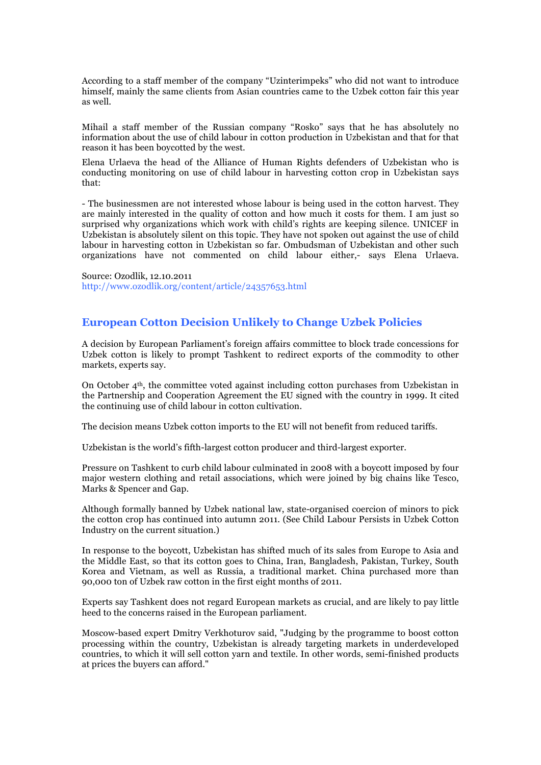According to a staff member of the company "Uzinterimpeks" who did not want to introduce himself, mainly the same clients from Asian countries came to the Uzbek cotton fair this year as well.

Mihail a staff member of the Russian company "Rosko" says that he has absolutely no information about the use of child labour in cotton production in Uzbekistan and that for that reason it has been boycotted by the west.

Elena Urlaeva the head of the Alliance of Human Rights defenders of Uzbekistan who is conducting monitoring on use of child labour in harvesting cotton crop in Uzbekistan says that:

- The businessmen are not interested whose labour is being used in the cotton harvest. They are mainly interested in the quality of cotton and how much it costs for them. I am just so surprised why organizations which work with child's rights are keeping silence. UNICEF in Uzbekistan is absolutely silent on this topic. They have not spoken out against the use of child labour in harvesting cotton in Uzbekistan so far. Ombudsman of Uzbekistan and other such organizations have not commented on child labour either,- says Elena Urlaeva.

Source: Ozodlik, 12.10.2011
http://www.ozodlik.org/content/article/24357653.html

## European Cotton Decision Unlikely to Change Uzbek Policies

A decision by European Parliament's foreign affairs committee to block trade concessions for Uzbek cotton is likely to prompt Tashkent to redirect exports of the commodity to other markets, experts say.

On October 4th, the committee voted against including cotton purchases from Uzbekistan in the Partnership and Cooperation Agreement the EU signed with the country in 1999. It cited the continuing use of child labour in cotton cultivation.

The decision means Uzbek cotton imports to the EU will not benefit from reduced tariffs.

Uzbekistan is the world's fifth-largest cotton producer and third-largest exporter.

Pressure on Tashkent to curb child labour culminated in 2008 with a boycott imposed by four major western clothing and retail associations, which were joined by big chains like Tesco, Marks & Spencer and Gap.

Although formally banned by Uzbek national law, state-organised coercion of minors to pick the cotton crop has continued into autumn 2011. (See Child Labour Persists in Uzbek Cotton Industry on the current situation.)

In response to the boycott, Uzbekistan has shifted much of its sales from Europe to Asia and the Middle East, so that its cotton goes to China, Iran, Bangladesh, Pakistan, Turkey, South Korea and Vietnam, as well as Russia, a traditional market. China purchased more than 90,000 ton of Uzbek raw cotton in the first eight months of 2011.

Experts say Tashkent does not regard European markets as crucial, and are likely to pay little heed to the concerns raised in the European parliament.

Moscow-based expert Dmitry Verkhoturov said, "Judging by the programme to boost cotton processing within the country, Uzbekistan is already targeting markets in underdeveloped countries, to which it will sell cotton yarn and textile. In other words, semi-finished products at prices the buyers can afford."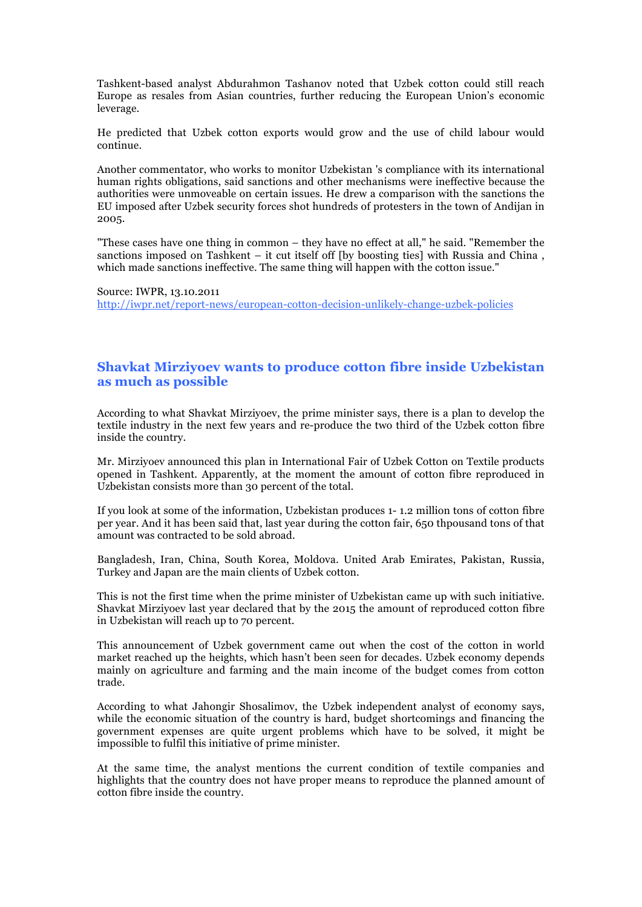Tashkent-based analyst Abdurahmon Tashanov noted that Uzbek cotton could still reach Europe as resales from Asian countries, further reducing the European Union's economic leverage.

He predicted that Uzbek cotton exports would grow and the use of child labour would continue.

Another commentator, who works to monitor Uzbekistan 's compliance with its international human rights obligations, said sanctions and other mechanisms were ineffective because the authorities were unmoveable on certain issues. He drew a comparison with the sanctions the EU imposed after Uzbek security forces shot hundreds of protesters in the town of Andijan in 2005.

"These cases have one thing in common – they have no effect at all," he said. "Remember the sanctions imposed on Tashkent – it cut itself off [by boosting ties] with Russia and China , which made sanctions ineffective. The same thing will happen with the cotton issue."

Source: IWPR, 13.10.2011
http://iwpr.net/report-news/european-cotton-decision-unlikely-change-uzbek-policies

## Shavkat Mirziyoev wants to produce cotton fibre inside Uzbekistan as much as possible

According to what Shavkat Mirziyoev, the prime minister says, there is a plan to develop the textile industry in the next few years and re-produce the two third of the Uzbek cotton fibre inside the country.

Mr. Mirziyoev announced this plan in International Fair of Uzbek Cotton on Textile products opened in Tashkent. Apparently, at the moment the amount of cotton fibre reproduced in Uzbekistan consists more than 30 percent of the total.

If you look at some of the information, Uzbekistan produces 1- 1.2 million tons of cotton fibre per year. And it has been said that, last year during the cotton fair, 650 thpousand tons of that amount was contracted to be sold abroad.

Bangladesh, Iran, China, South Korea, Moldova. United Arab Emirates, Pakistan, Russia, Turkey and Japan are the main clients of Uzbek cotton.

This is not the first time when the prime minister of Uzbekistan came up with such initiative. Shavkat Mirziyoev last year declared that by the 2015 the amount of reproduced cotton fibre in Uzbekistan will reach up to 70 percent.

This announcement of Uzbek government came out when the cost of the cotton in world market reached up the heights, which hasn't been seen for decades. Uzbek economy depends mainly on agriculture and farming and the main income of the budget comes from cotton trade.

According to what Jahongir Shosalimov, the Uzbek independent analyst of economy says, while the economic situation of the country is hard, budget shortcomings and financing the government expenses are quite urgent problems which have to be solved, it might be impossible to fulfil this initiative of prime minister.

At the same time, the analyst mentions the current condition of textile companies and highlights that the country does not have proper means to reproduce the planned amount of cotton fibre inside the country.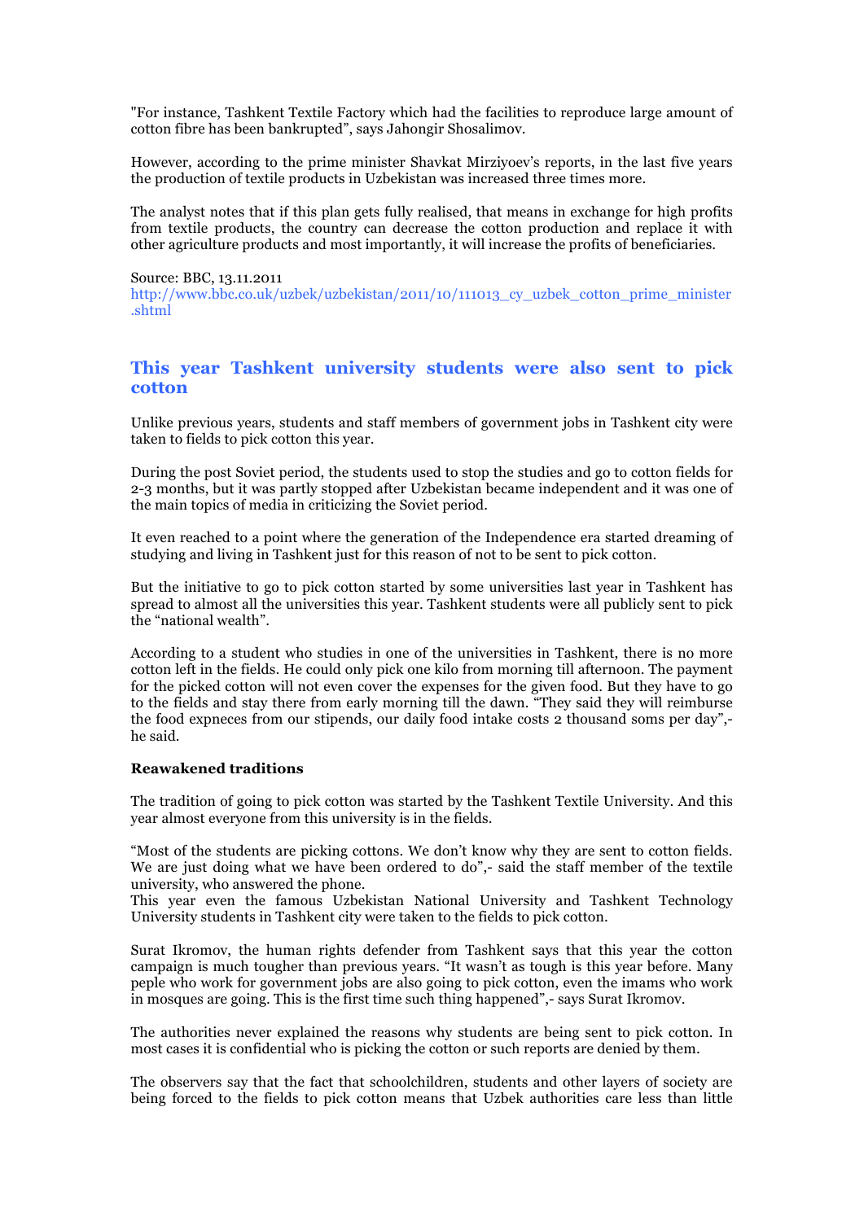"For instance, Tashkent Textile Factory which had the facilities to reproduce large amount of cotton fibre has been bankrupted", says Jahongir Shosalimov.

However, according to the prime minister Shavkat Mirziyoev's reports, in the last five years the production of textile products in Uzbekistan was increased three times more.

The analyst notes that if this plan gets fully realised, that means in exchange for high profits from textile products, the country can decrease the cotton production and replace it with other agriculture products and most importantly, it will increase the profits of beneficiaries.

Source: BBC, 13.11.2011
http://www.bbc.co.uk/uzbek/uzbekistan/2011/10/111013_cy_uzbek_cotton_prime_minister.shtml

## This year Tashkent university students were also sent to pick cotton

Unlike previous years, students and staff members of government jobs in Tashkent city were taken to fields to pick cotton this year.

During the post Soviet period, the students used to stop the studies and go to cotton fields for 2-3 months, but it was partly stopped after Uzbekistan became independent and it was one of the main topics of media in criticizing the Soviet period.

It even reached to a point where the generation of the Independence era started dreaming of studying and living in Tashkent just for this reason of not to be sent to pick cotton.

But the initiative to go to pick cotton started by some universities last year in Tashkent has spread to almost all the universities this year. Tashkent students were all publicly sent to pick the "national wealth".

According to a student who studies in one of the universities in Tashkent, there is no more cotton left in the fields. He could only pick one kilo from morning till afternoon. The payment for the picked cotton will not even cover the expenses for the given food. But they have to go to the fields and stay there from early morning till the dawn. "They said they will reimburse the food expneces from our stipends, our daily food intake costs 2 thousand soms per day",- he said.

**Reawakened traditions**

The tradition of going to pick cotton was started by the Tashkent Textile University. And this year almost everyone from this university is in the fields.

"Most of the students are picking cottons. We don't know why they are sent to cotton fields. We are just doing what we have been ordered to do",- said the staff member of the textile university, who answered the phone.
This year even the famous Uzbekistan National University and Tashkent Technology University students in Tashkent city were taken to the fields to pick cotton.

Surat Ikromov, the human rights defender from Tashkent says that this year the cotton campaign is much tougher than previous years. "It wasn't as tough is this year before. Many peple who work for government jobs are also going to pick cotton, even the imams who work in mosques are going. This is the first time such thing happened",- says Surat Ikromov.

The authorities never explained the reasons why students are being sent to pick cotton. In most cases it is confidential who is picking the cotton or such reports are denied by them.

The observers say that the fact that schoolchildren, students and other layers of society are being forced to the fields to pick cotton means that Uzbek authorities care less than little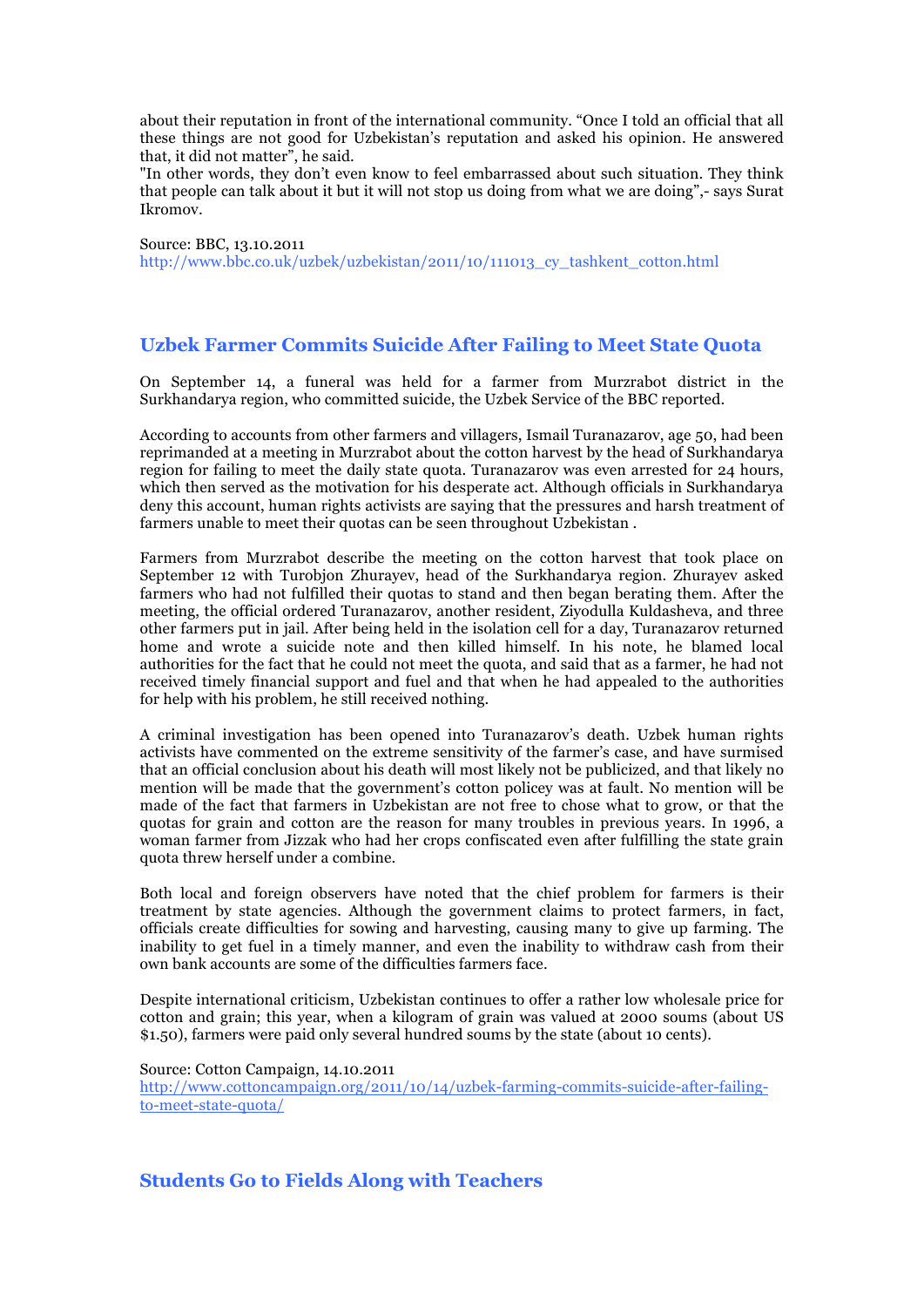about their reputation in front of the international community. "Once I told an official that all these things are not good for Uzbekistan's reputation and asked his opinion. He answered that, it did not matter", he said.

"In other words, they don't even know to feel embarrassed about such situation. They think that people can talk about it but it will not stop us doing from what we are doing",- says Surat Ikromov.

Source: BBC, 13.10.2011
http://www.bbc.co.uk/uzbek/uzbekistan/2011/10/111013_cy_tashkent_cotton.html

## Uzbek Farmer Commits Suicide After Failing to Meet State Quota

On September 14, a funeral was held for a farmer from Murzrabot district in the Surkhandarya region, who committed suicide, the Uzbek Service of the BBC reported.

According to accounts from other farmers and villagers, Ismail Turanazarov, age 50, had been reprimanded at a meeting in Murzrabot about the cotton harvest by the head of Surkhandarya region for failing to meet the daily state quota. Turanazarov was even arrested for 24 hours, which then served as the motivation for his desperate act. Although officials in Surkhandarya deny this account, human rights activists are saying that the pressures and harsh treatment of farmers unable to meet their quotas can be seen throughout Uzbekistan .

Farmers from Murzrabot describe the meeting on the cotton harvest that took place on September 12 with Turobjon Zhurayev, head of the Surkhandarya region. Zhurayev asked farmers who had not fulfilled their quotas to stand and then began berating them. After the meeting, the official ordered Turanazarov, another resident, Ziyodulla Kuldasheva, and three other farmers put in jail. After being held in the isolation cell for a day, Turanazarov returned home and wrote a suicide note and then killed himself. In his note, he blamed local authorities for the fact that he could not meet the quota, and said that as a farmer, he had not received timely financial support and fuel and that when he had appealed to the authorities for help with his problem, he still received nothing.

A criminal investigation has been opened into Turanazarov's death. Uzbek human rights activists have commented on the extreme sensitivity of the farmer's case, and have surmised that an official conclusion about his death will most likely not be publicized, and that likely no mention will be made that the government's cotton policey was at fault. No mention will be made of the fact that farmers in Uzbekistan are not free to chose what to grow, or that the quotas for grain and cotton are the reason for many troubles in previous years. In 1996, a woman farmer from Jizzak who had her crops confiscated even after fulfilling the state grain quota threw herself under a combine.

Both local and foreign observers have noted that the chief problem for farmers is their treatment by state agencies. Although the government claims to protect farmers, in fact, officials create difficulties for sowing and harvesting, causing many to give up farming. The inability to get fuel in a timely manner, and even the inability to withdraw cash from their own bank accounts are some of the difficulties farmers face.

Despite international criticism, Uzbekistan continues to offer a rather low wholesale price for cotton and grain; this year, when a kilogram of grain was valued at 2000 soums (about US $1.50), farmers were paid only several hundred soums by the state (about 10 cents).

Source: Cotton Campaign, 14.10.2011
http://www.cottoncampaign.org/2011/10/14/uzbek-farming-commits-suicide-after-failing-to-meet-state-quota/

## Students Go to Fields Along with Teachers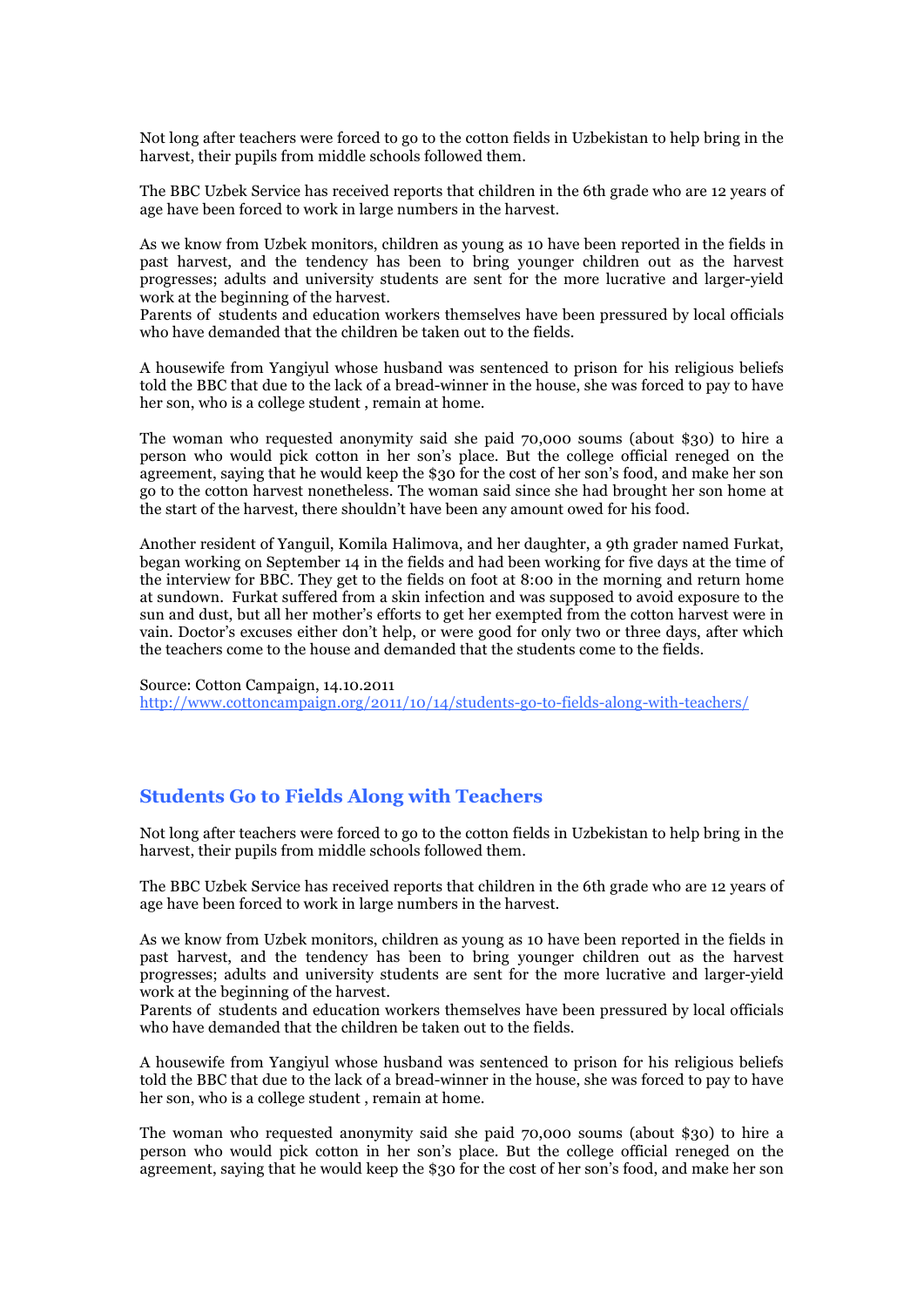Not long after teachers were forced to go to the cotton fields in Uzbekistan to help bring in the harvest, their pupils from middle schools followed them.

The BBC Uzbek Service has received reports that children in the 6th grade who are 12 years of age have been forced to work in large numbers in the harvest.

As we know from Uzbek monitors, children as young as 10 have been reported in the fields in past harvest, and the tendency has been to bring younger children out as the harvest progresses; adults and university students are sent for the more lucrative and larger-yield work at the beginning of the harvest.
Parents of students and education workers themselves have been pressured by local officials who have demanded that the children be taken out to the fields.

A housewife from Yangiyul whose husband was sentenced to prison for his religious beliefs told the BBC that due to the lack of a bread-winner in the house, she was forced to pay to have her son, who is a college student , remain at home.

The woman who requested anonymity said she paid 70,000 soums (about $30) to hire a person who would pick cotton in her son's place. But the college official reneged on the agreement, saying that he would keep the $30 for the cost of her son's food, and make her son go to the cotton harvest nonetheless. The woman said since she had brought her son home at the start of the harvest, there shouldn't have been any amount owed for his food.

Another resident of Yanguil, Komila Halimova, and her daughter, a 9th grader named Furkat, began working on September 14 in the fields and had been working for five days at the time of the interview for BBC. They get to the fields on foot at 8:00 in the morning and return home at sundown. Furkat suffered from a skin infection and was supposed to avoid exposure to the sun and dust, but all her mother's efforts to get her exempted from the cotton harvest were in vain. Doctor's excuses either don't help, or were good for only two or three days, after which the teachers come to the house and demanded that the students come to the fields.

Source: Cotton Campaign, 14.10.2011
http://www.cottoncampaign.org/2011/10/14/students-go-to-fields-along-with-teachers/

## Students Go to Fields Along with Teachers

Not long after teachers were forced to go to the cotton fields in Uzbekistan to help bring in the harvest, their pupils from middle schools followed them.

The BBC Uzbek Service has received reports that children in the 6th grade who are 12 years of age have been forced to work in large numbers in the harvest.

As we know from Uzbek monitors, children as young as 10 have been reported in the fields in past harvest, and the tendency has been to bring younger children out as the harvest progresses; adults and university students are sent for the more lucrative and larger-yield work at the beginning of the harvest.
Parents of students and education workers themselves have been pressured by local officials who have demanded that the children be taken out to the fields.

A housewife from Yangiyul whose husband was sentenced to prison for his religious beliefs told the BBC that due to the lack of a bread-winner in the house, she was forced to pay to have her son, who is a college student , remain at home.

The woman who requested anonymity said she paid 70,000 soums (about $30) to hire a person who would pick cotton in her son's place. But the college official reneged on the agreement, saying that he would keep the $30 for the cost of her son's food, and make her son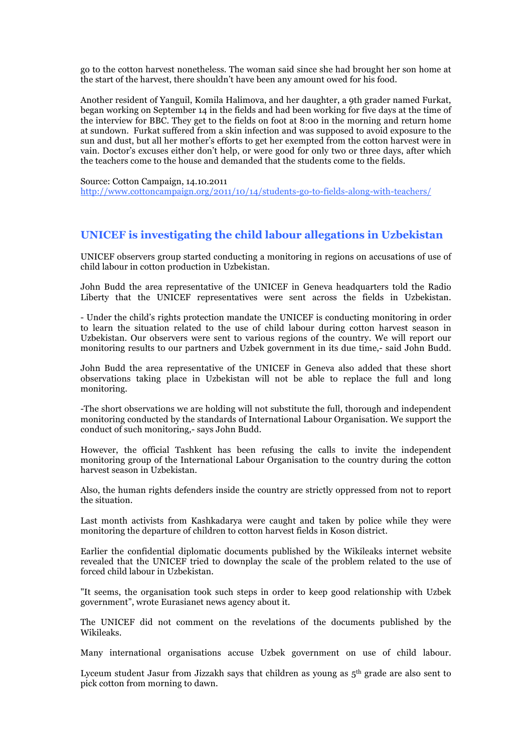go to the cotton harvest nonetheless. The woman said since she had brought her son home at the start of the harvest, there shouldn't have been any amount owed for his food.

Another resident of Yanguil, Komila Halimova, and her daughter, a 9th grader named Furkat, began working on September 14 in the fields and had been working for five days at the time of the interview for BBC. They get to the fields on foot at 8:00 in the morning and return home at sundown. Furkat suffered from a skin infection and was supposed to avoid exposure to the sun and dust, but all her mother's efforts to get her exempted from the cotton harvest were in vain. Doctor's excuses either don't help, or were good for only two or three days, after which the teachers come to the house and demanded that the students come to the fields.

Source: Cotton Campaign, 14.10.2011
http://www.cottoncampaign.org/2011/10/14/students-go-to-fields-along-with-teachers/

## UNICEF is investigating the child labour allegations in Uzbekistan

UNICEF observers group started conducting a monitoring in regions on accusations of use of child labour in cotton production in Uzbekistan.

John Budd the area representative of the UNICEF in Geneva headquarters told the Radio Liberty that the UNICEF representatives were sent across the fields in Uzbekistan.

- Under the child's rights protection mandate the UNICEF is conducting monitoring in order to learn the situation related to the use of child labour during cotton harvest season in Uzbekistan. Our observers were sent to various regions of the country. We will report our monitoring results to our partners and Uzbek government in its due time,- said John Budd.

John Budd the area representative of the UNICEF in Geneva also added that these short observations taking place in Uzbekistan will not be able to replace the full and long monitoring.

-The short observations we are holding will not substitute the full, thorough and independent monitoring conducted by the standards of International Labour Organisation. We support the conduct of such monitoring,- says John Budd.

However, the official Tashkent has been refusing the calls to invite the independent monitoring group of the International Labour Organisation to the country during the cotton harvest season in Uzbekistan.

Also, the human rights defenders inside the country are strictly oppressed from not to report the situation.

Last month activists from Kashkadarya were caught and taken by police while they were monitoring the departure of children to cotton harvest fields in Koson district.

Earlier the confidential diplomatic documents published by the Wikileaks internet website revealed that the UNICEF tried to downplay the scale of the problem related to the use of forced child labour in Uzbekistan.

"It seems, the organisation took such steps in order to keep good relationship with Uzbek government", wrote Eurasianet news agency about it.

The UNICEF did not comment on the revelations of the documents published by the Wikileaks.

Many international organisations accuse Uzbek government on use of child labour.

Lyceum student Jasur from Jizzakh says that children as young as 5th grade are also sent to pick cotton from morning to dawn.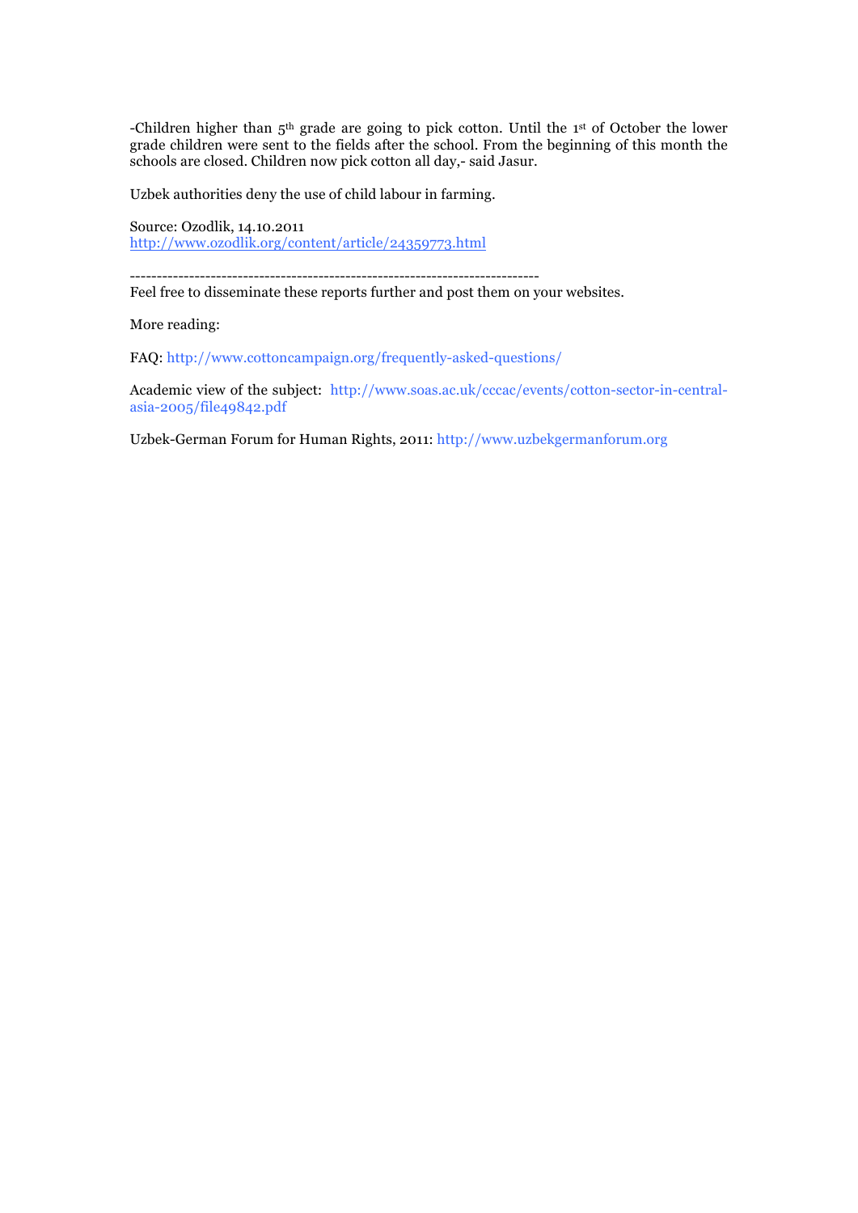-Children higher than 5th grade are going to pick cotton. Until the 1st of October the lower grade children were sent to the fields after the school. From the beginning of this month the schools are closed. Children now pick cotton all day,- said Jasur.

Uzbek authorities deny the use of child labour in farming.

Source: Ozodlik, 14.10.2011
http://www.ozodlik.org/content/article/24359773.html

---------------------------------------------------------------------------
Feel free to disseminate these reports further and post them on your websites.

More reading:

FAQ: http://www.cottoncampaign.org/frequently-asked-questions/

Academic view of the subject: http://www.soas.ac.uk/cccac/events/cotton-sector-in-central-asia-2005/file49842.pdf

Uzbek-German Forum for Human Rights, 2011: http://www.uzbekgermanforum.org